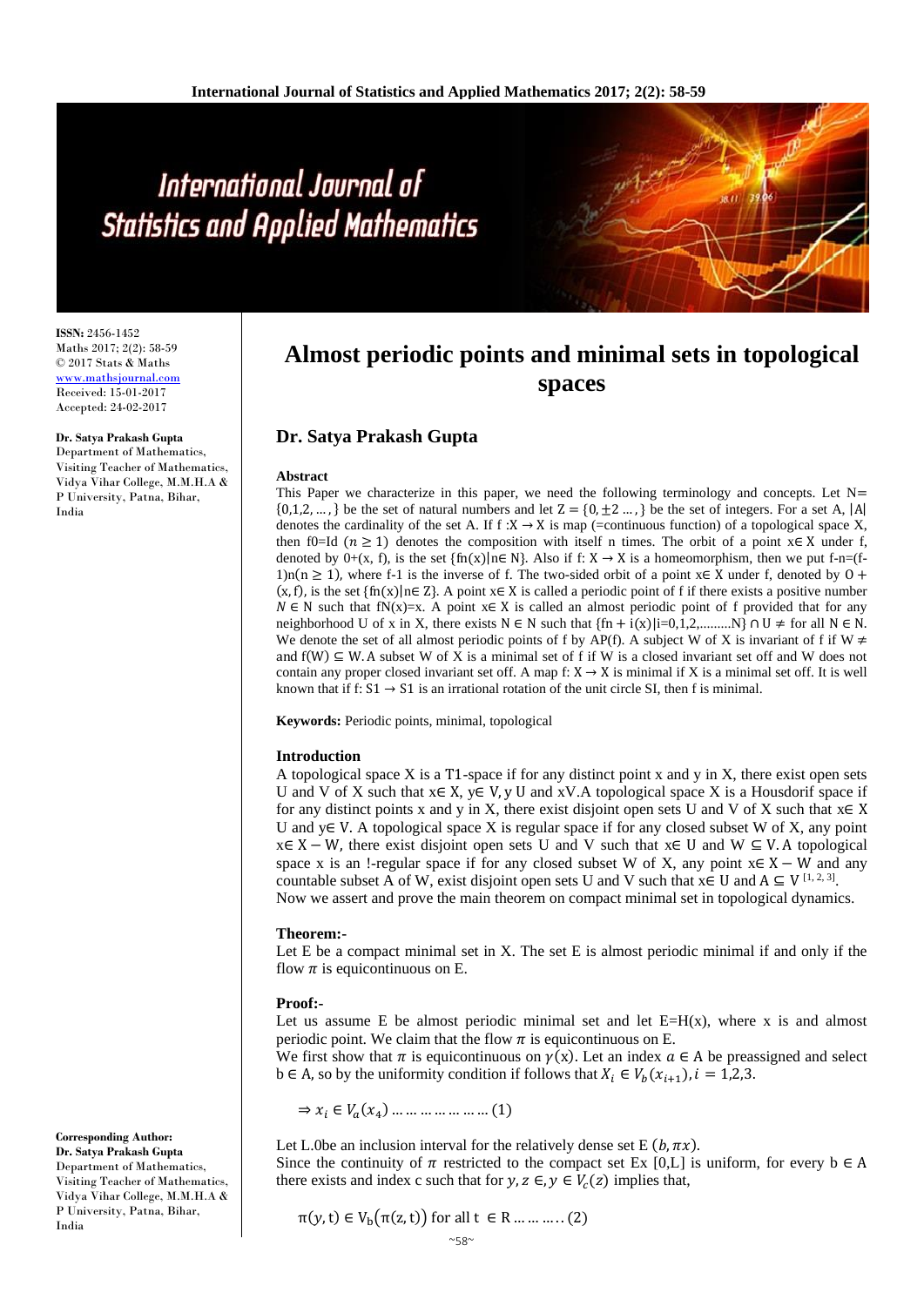# Almost periodic points and minimal sets in topological spaces

## Dr. Satya Prakash Gupta

**ISSN:** 2456-1452
Maths 2017; 2(2): 58-59
© 2017 Stats & Maths
www.mathsjournal.com
Received: 15-01-2017
Accepted: 24-02-2017

**Dr. Satya Prakash Gupta**
Department of Mathematics, Visiting Teacher of Mathematics, Vidya Vihar College, M.M.H.A & P University, Patna, Bihar, India

**Corresponding Author:**
**Dr. Satya Prakash Gupta**
Department of Mathematics, Visiting Teacher of Mathematics, Vidya Vihar College, M.M.H.A & P University, Patna, Bihar, India

### Abstract

This Paper we characterize in this paper, we need the following terminology and concepts. Let N= $\{0,1,2,\ldots,\}$ be the set of natural numbers and let $Z = \{0, \pm 2 \ldots,\}$ be the set of integers. For a set A, |A| denotes the cardinality of the set A. If f :X → X is map (=continuous function) of a topological space X, then f0=Id $(n \geq 1)$ denotes the composition with itself n times. The orbit of a point x∈ X under f, denoted by 0+(x, f), is the set {fn(x)|n∈ N}. Also if f: X → X is a homeomorphism, then we put f-n=(f-1)n$(n \geq 1)$, where f-1 is the inverse of f. The two-sided orbit of a point x∈ X under f, denoted by $O + (x, f)$, is the set {fn(x)|n∈ Z}. A point x∈ X is called a periodic point of f if there exists a positive number $N \in$ N such that fN(x)=x. A point x∈ X is called an almost periodic point of f provided that for any neighborhood U of x in X, there exists N ∈ N such that $\{fn + i(x)|i{=}0,1,2,\ldots\ldots\ldots N\} \cap U \neq$ for all N ∈ N. We denote the set of all almost periodic points of f by AP(f). A subject W of X is invariant of f if W ≠ and f(W) ⊆ W. A subset W of X is a minimal set of f if W is a closed invariant set off and W does not contain any proper closed invariant set off. A map f: X → X is minimal if X is a minimal set off. It is well known that if f: S1 → S1 is an irrational rotation of the unit circle SI, then f is minimal.

**Keywords:** Periodic points, minimal, topological

### Introduction

A topological space X is a T1-space if for any distinct point x and y in X, there exist open sets U and V of X such that x∈ X, y∈ V, y U and xV.A topological space X is a Housdorif space if for any distinct points x and y in X, there exist disjoint open sets U and V of X such that x∈ X U and y∈ V. A topological space X is regular space if for any closed subset W of X, any point x∈ X − W, there exist disjoint open sets U and V such that x∈ U and W ⊆ V. A topological space x is an !-regular space if for any closed subset W of X, any point x∈ X − W and any countable subset A of W, exist disjoint open sets U and V such that x∈ U and A ⊆ V [1, 2, 3].

Now we assert and prove the main theorem on compact minimal set in topological dynamics.

### Theorem:-

Let E be a compact minimal set in X. The set E is almost periodic minimal if and only if the flow $\pi$ is equicontinuous on E.

### Proof:-

Let us assume E be almost periodic minimal set and let E=H(x), where x is and almost periodic point. We claim that the flow $\pi$ is equicontinuous on E.

We first show that $\pi$ is equicontinuous on $\gamma(x)$. Let an index $a \in$ A be preassigned and select b ∈ A, so by the uniformity condition if follows that $X_i \in V_b(x_{i+1}), i = 1{,}2{,}3.$

$$\Rightarrow x_i \in V_a(x_4) \ldots \ldots \ldots \ldots \ldots \ldots (1)$$

Let L.0be an inclusion interval for the relatively dense set E $(b, \pi x)$.

Since the continuity of $\pi$ restricted to the compact set Ex [0,L] is uniform, for every b ∈ A there exists and index c such that for $y, z \in, y \in V_c(z)$ implies that,

$$\pi(y, t) \in V_b(\pi(z, t)) \text{ for all } t \in R \ldots \ldots \ldots (2)$$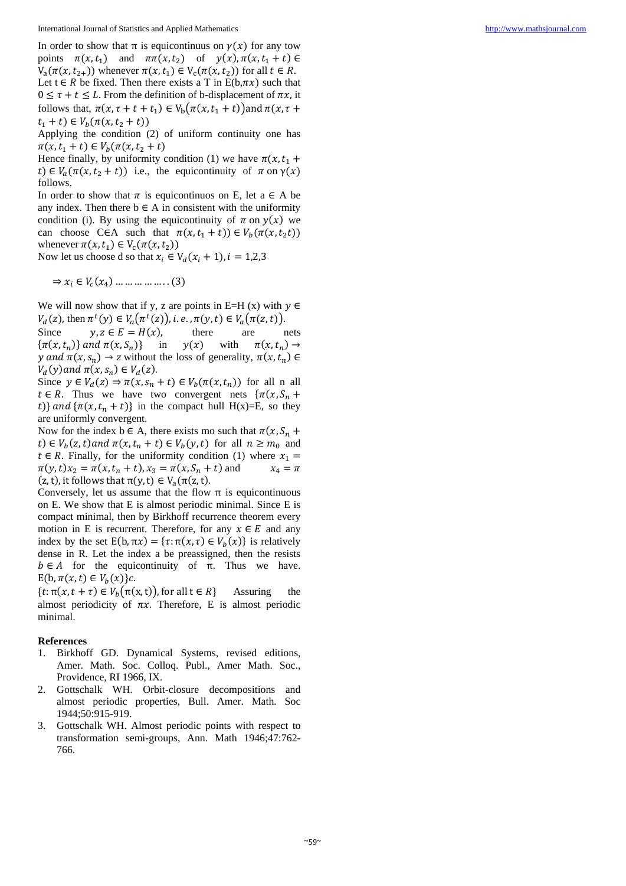In order to show that π is equicontinuus on $\gamma(x)$ for any tow points $\pi(x, t_1)$ and $\pi\pi(x, t_2)$ of $y(x), \pi(x, t_1 + t) \in V_a(\pi(x, t_{2+}))$ whenever $\pi(x, t_1) \in V_c(\pi(x, t_2))$ for all $t \in R$.

Let $t \in R$ be fixed. Then there exists a T in E(b,$\pi x$) such that $0 \le \tau + t \le L$. From the definition of b-displacement of $\pi x$, it follows that, $\pi(x, \tau + t + t_1) \in V_b(\pi(x, t_1 + t))$ and $\pi(x, \tau + t_1 + t) \in V_b(\pi(x, t_2 + t))$

Applying the condition (2) of uniform continuity one has $\pi(x, t_1 + t) \in V_b(\pi(x, t_2 + t)$

Hence finally, by uniformity condition (1) we have $\pi(x, t_1 + t) \in V_a(\pi(x, t_2 + t))$ i.e., the equicontinuity of $\pi$ on $\gamma(x)$ follows.

In order to show that π is equicontinuos on E, let a ∈ A be any index. Then there b ∈ A in consistent with the uniformity condition (i). By using the equicontinuity of $\pi$ on $y(x)$ we can choose C∈A such that $\pi(x, t_1 + t)) \in V_b(\pi(x, t_2 t))$ whenever $\pi(x, t_1) \in V_c(\pi(x, t_2))$

Now let us choose d so that $x_i \in V_d(x_i + 1), i = 1,2,3$

$$\Rightarrow x_i \in V_c(x_4) \dots\dots\dots\dots\dots (3)$$

We will now show that if y, z are points in E=H (x) with $y \in V_d(z)$, then $\pi^t(y) \in V_a(\pi^t(z)), i.e., \pi(y, t) \in V_a(\pi(z, t))$.

Since $y, z \in E = H(x)$, there are nets $\{\pi(x, t_n)\}$ and $\pi(x, S_n)\}$ in $y(x)$ with $\pi(x, t_n) \to y$ and $\pi(x, s_n) \to z$ without the loss of generality, $\pi(x, t_n) \in V_d(y)$ and $\pi(x, s_n) \in V_d(z)$.

Since $y \in V_d(z) \Rightarrow \pi(x, s_n + t) \in V_b(\pi(x, t_n))$ for all n all $t \in R$. Thus we have two convergent nets $\{\pi(x, S_n + t)\}$ and $\{\pi(x, t_n + t)\}$ in the compact hull H(x)=E, so they are uniformly convergent.

Now for the index b ∈ A, there exists mo such that $\pi(x, S_n + t) \in V_b(z, t)$ and $\pi(x, t_n + t) \in V_b(y, t)$ for all $n \ge m_0$ and $t \in R$. Finally, for the uniformity condition (1) where $x_1 = \pi(y, t) x_2 = \pi(x, t_n + t), x_3 = \pi(x, S_n + t)$ and $x_4 = \pi(z, t)$, it follows that $\pi(y, t) \in V_a(\pi(z, t))$.

Conversely, let us assume that the flow π is equicontinuous on E. We show that E is almost periodic minimal. Since E is compact minimal, then by Birkhoff recurrence theorem every motion in E is recurrent. Therefore, for any $x \in E$ and any index by the set $E(b, \pi x) = \{\tau: \pi(x, \tau) \in V_b(x)\}$ is relatively dense in R. Let the index a be preassigned, then the resists $b \in A$ for the equicontinuity of π. Thus we have. $E(b, \pi(x, t) \in V_b(x)\}c$.

$\{t: \pi(x, t + \tau) \in V_b(\pi(x, t)), \text{for all } t \in R\}$ Assuring the almost periodicity of $\pi x$. Therefore, E is almost periodic minimal.

## References

1. Birkhoff GD. Dynamical Systems, revised editions, Amer. Math. Soc. Colloq. Publ., Amer Math. Soc., Providence, RI 1966, IX.
2. Gottschalk WH. Orbit-closure decompositions and almost periodic properties, Bull. Amer. Math. Soc 1944;50:915-919.
3. Gottschalk WH. Almost periodic points with respect to transformation semi-groups, Ann. Math 1946;47:762-766.